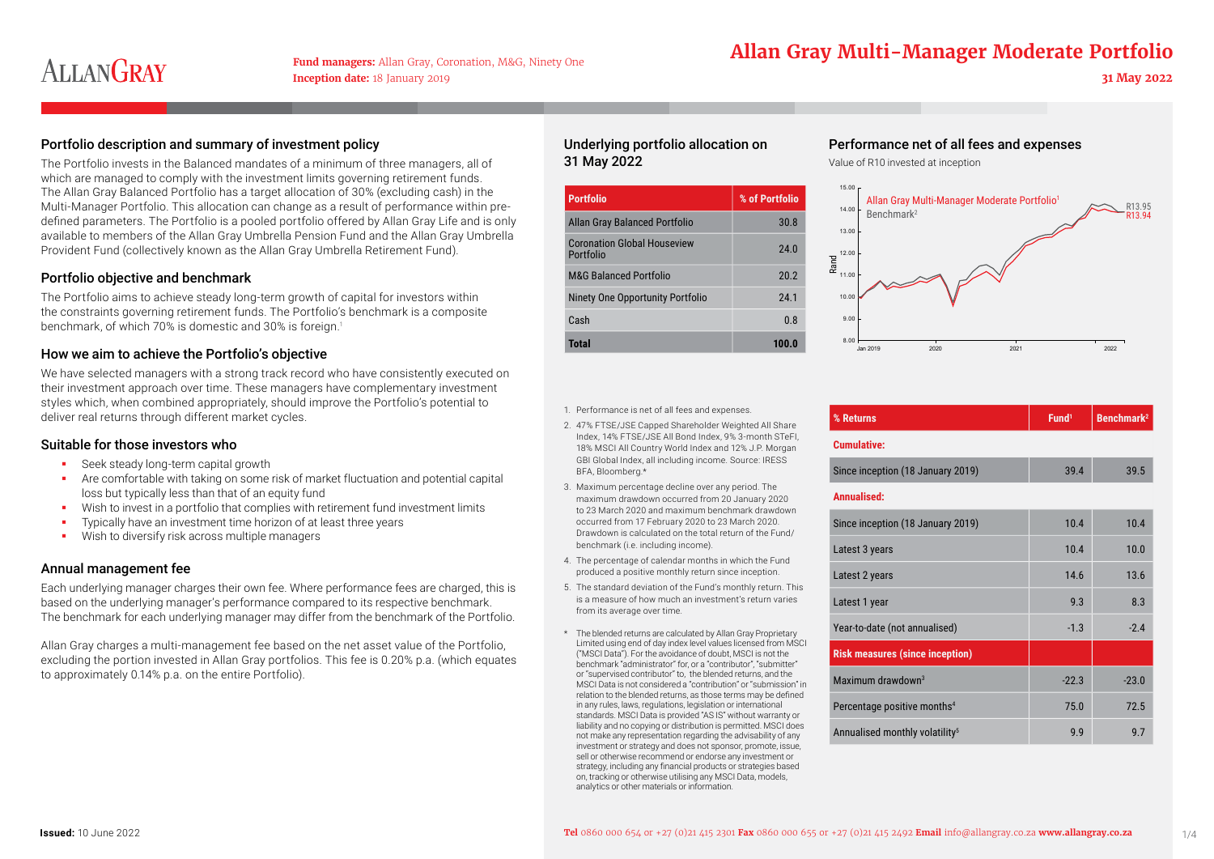# Allan Gray Multi-Manager Moderate Portfolio

**Fund managers:** Allan Gray, Coronation, M&G, Ninety One
**Inception date:** 18 January 2019

31 May 2022

## Portfolio description and summary of investment policy

The Portfolio invests in the Balanced mandates of a minimum of three managers, all of which are managed to comply with the investment limits governing retirement funds. The Allan Gray Balanced Portfolio has a target allocation of 30% (excluding cash) in the Multi-Manager Portfolio. This allocation can change as a result of performance within pre-defined parameters. The Portfolio is a pooled portfolio offered by Allan Gray Life and is only available to members of the Allan Gray Umbrella Pension Fund and the Allan Gray Umbrella Provident Fund (collectively known as the Allan Gray Umbrella Retirement Fund).

## Portfolio objective and benchmark

The Portfolio aims to achieve steady long-term growth of capital for investors within the constraints governing retirement funds. The Portfolio's benchmark is a composite benchmark, of which 70% is domestic and 30% is foreign.[1]

## How we aim to achieve the Portfolio's objective

We have selected managers with a strong track record who have consistently executed on their investment approach over time. These managers have complementary investment styles which, when combined appropriately, should improve the Portfolio's potential to deliver real returns through different market cycles.

## Suitable for those investors who

- Seek steady long-term capital growth
- Are comfortable with taking on some risk of market fluctuation and potential capital loss but typically less than that of an equity fund
- Wish to invest in a portfolio that complies with retirement fund investment limits
- Typically have an investment time horizon of at least three years
- Wish to diversify risk across multiple managers

## Annual management fee

Each underlying manager charges their own fee. Where performance fees are charged, this is based on the underlying manager's performance compared to its respective benchmark. The benchmark for each underlying manager may differ from the benchmark of the Portfolio.

Allan Gray charges a multi-management fee based on the net asset value of the Portfolio, excluding the portion invested in Allan Gray portfolios. This fee is 0.20% p.a. (which equates to approximately 0.14% p.a. on the entire Portfolio).

## Underlying portfolio allocation on 31 May 2022

| Portfolio | % of Portfolio |
|---|---|
| Allan Gray Balanced Portfolio | 30.8 |
| Coronation Global Houseview Portfolio | 24.0 |
| M&G Balanced Portfolio | 20.2 |
| Ninety One Opportunity Portfolio | 24.1 |
| Cash | 0.8 |
| **Total** | **100.0** |

## Performance net of all fees and expenses

Value of R10 invested at inception

Allan Gray Multi-Manager Moderate Portfolio[1]: R13.95
Benchmark[2]: R13.94

| % Returns | Fund[1] | Benchmark[2] |
|---|---|---|
| **Cumulative:** | | |
| Since inception (18 January 2019) | 39.4 | 39.5 |
| **Annualised:** | | |
| Since inception (18 January 2019) | 10.4 | 10.4 |
| Latest 3 years | 10.4 | 10.0 |
| Latest 2 years | 14.6 | 13.6 |
| Latest 1 year | 9.3 | 8.3 |
| Year-to-date (not annualised) | -1.3 | -2.4 |
| **Risk measures (since inception)** | | |
| Maximum drawdown[3] | -22.3 | -23.0 |
| Percentage positive months[4] | 75.0 | 72.5 |
| Annualised monthly volatility[5] | 9.9 | 9.7 |

1. Performance is net of all fees and expenses.
2. 47% FTSE/JSE Capped Shareholder Weighted All Share Index, 14% FTSE/JSE All Bond Index, 9% 3-month STeFI, 18% MSCI All Country World Index and 12% J.P. Morgan GBI Global Index, all including income. Source: IRESS BFA, Bloomberg.*
3. Maximum percentage decline over any period. The maximum drawdown occurred from 20 January 2020 to 23 March 2020 and maximum benchmark drawdown occurred from 17 February 2020 to 23 March 2020. Drawdown is calculated on the total return of the Fund/benchmark (i.e. including income).
4. The percentage of calendar months in which the Fund produced a positive monthly return since inception.
5. The standard deviation of the Fund's monthly return. This is a measure of how much an investment's return varies from its average over time.

\* The blended returns are calculated by Allan Gray Proprietary Limited using end of day index level values licensed from MSCI ("MSCI Data"). For the avoidance of doubt, MSCI is not the benchmark "administrator" for, or a "contributor", "submitter" or "supervised contributor" to, the blended returns, and the MSCI Data is not considered a "contribution" or "submission" in relation to the blended returns, as those terms may be defined in any rules, laws, regulations, legislation or international standards. MSCI Data is provided "AS IS" without warranty or liability and no copying or distribution is permitted. MSCI does not make any representation regarding the advisability of any investment or strategy and does not sponsor, promote, issue, sell or otherwise recommend or endorse any investment or strategy, including any financial products or strategies based on, tracking or otherwise utilising any MSCI Data, models, analytics or other materials or information.

**Issued:** 10 June 2022

**Tel** 0860 000 654 or +27 (0)21 415 2301 **Fax** 0860 000 655 or +27 (0)21 415 2492 **Email** info@allangray.co.za **www.allangray.co.za**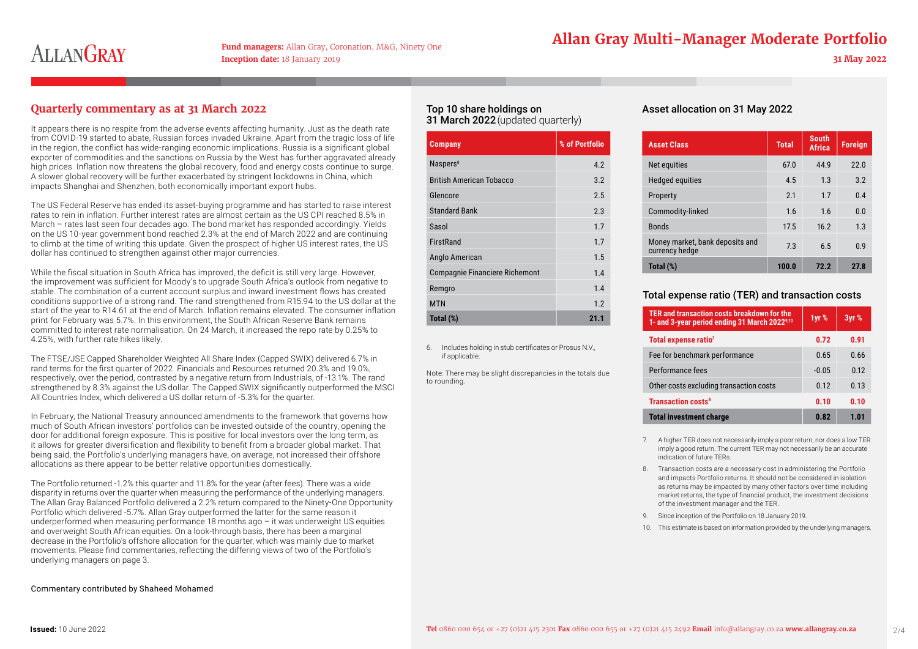# Allan Gray Multi-Manager Moderate Portfolio

**Fund managers:** Allan Gray, Coronation, M&G, Ninety One
**Inception date:** 18 January 2019

31 May 2022

## Quarterly commentary as at 31 March 2022

It appears there is no respite from the adverse events affecting humanity. Just as the death rate from COVID-19 started to abate, Russian forces invaded Ukraine. Apart from the tragic loss of life in the region, the conflict has wide-ranging economic implications. Russia is a significant global exporter of commodities and the sanctions on Russia by the West has further aggravated already high prices. Inflation now threatens the global recovery, food and energy costs continue to surge. A slower global recovery will be further exacerbated by stringent lockdowns in China, which impacts Shanghai and Shenzhen, both economically important export hubs.

The US Federal Reserve has ended its asset-buying programme and has started to raise interest rates to rein in inflation. Further interest rates are almost certain as the US CPI reached 8.5% in March – rates last seen four decades ago. The bond market has responded accordingly. Yields on the US 10-year government bond reached 2.3% at the end of March 2022 and are continuing to climb at the time of writing this update. Given the prospect of higher US interest rates, the US dollar has continued to strengthen against other major currencies.

While the fiscal situation in South Africa has improved, the deficit is still very large. However, the improvement was sufficient for Moody's to upgrade South Africa's outlook from negative to stable. The combination of a current account surplus and inward investment flows has created conditions supportive of a strong rand. The rand strengthened from R15.94 to the US dollar at the start of the year to R14.61 at the end of March. Inflation remains elevated. The consumer inflation print for February was 5.7%. In this environment, the South African Reserve Bank remains committed to interest rate normalisation. On 24 March, it increased the repo rate by 0.25% to 4.25%, with further rate hikes likely.

The FTSE/JSE Capped Shareholder Weighted All Share Index (Capped SWIX) delivered 6.7% in rand terms for the first quarter of 2022. Financials and Resources returned 20.3% and 19.0%, respectively, over the period, contrasted by a negative return from Industrials, of -13.1%. The rand strengthened by 8.3% against the US dollar. The Capped SWIX significantly outperformed the MSCI All Countries Index, which delivered a US dollar return of -5.3% for the quarter.

In February, the National Treasury announced amendments to the framework that governs how much of South African investors' portfolios can be invested outside of the country, opening the door for additional foreign exposure. This is positive for local investors over the long term, as it allows for greater diversification and flexibility to benefit from a broader global market. That being said, the Portfolio's underlying managers have, on average, not increased their offshore allocations as there appear to be better relative opportunities domestically.

The Portfolio returned -1.2% this quarter and 11.8% for the year (after fees). There was a wide disparity in returns over the quarter when measuring the performance of the underlying managers. The Allan Gray Balanced Portfolio delivered a 2.2% return compared to the Ninety-One Opportunity Portfolio which delivered -5.7%. Allan Gray outperformed the latter for the same reason it underperformed when measuring performance 18 months ago – it was underweight US equities and overweight South African equities. On a look-through basis, there has been a marginal decrease in the Portfolio's offshore allocation for the quarter, which was mainly due to market movements. Please find commentaries, reflecting the differing views of two of the Portfolio's underlying managers on page 3.

Commentary contributed by Shaheed Mohamed

## Top 10 share holdings on 31 March 2022 (updated quarterly)

| Company | % of Portfolio |
|---|---|
| Naspers[6] | 4.2 |
| British American Tobacco | 3.2 |
| Glencore | 2.5 |
| Standard Bank | 2.3 |
| Sasol | 1.7 |
| FirstRand | 1.7 |
| Anglo American | 1.5 |
| Compagnie Financiere Richemont | 1.4 |
| Remgro | 1.4 |
| MTN | 1.2 |
| **Total (%)** | **21.1** |

6. Includes holding in stub certificates or Prosus N.V., if applicable.

Note: There may be slight discrepancies in the totals due to rounding.

## Asset allocation on 31 May 2022

| Asset Class | Total | South Africa | Foreign |
|---|---|---|---|
| Net equities | 67.0 | 44.9 | 22.0 |
| Hedged equities | 4.5 | 1.3 | 3.2 |
| Property | 2.1 | 1.7 | 0.4 |
| Commodity-linked | 1.6 | 1.6 | 0.0 |
| Bonds | 17.5 | 16.2 | 1.3 |
| Money market, bank deposits and currency hedge | 7.3 | 6.5 | 0.9 |
| **Total (%)** | **100.0** | **72.2** | **27.8** |

## Total expense ratio (TER) and transaction costs

| TER and transaction costs breakdown for the 1- and 3-year period ending 31 March 2022[9,10] | 1yr % | 3yr % |
|---|---|---|
| **Total expense ratio[7]** | **0.72** | **0.91** |
| Fee for benchmark performance | 0.65 | 0.66 |
| Performance fees | -0.05 | 0.12 |
| Other costs excluding transaction costs | 0.12 | 0.13 |
| **Transaction costs[8]** | **0.10** | **0.10** |
| **Total investment charge** | **0.82** | **1.01** |

7. A higher TER does not necessarily imply a poor return, nor does a low TER imply a good return. The current TER may not necessarily be an accurate indication of future TERs.
8. Transaction costs are a necessary cost in administering the Portfolio and impacts Portfolio returns. It should not be considered in isolation as returns may be impacted by many other factors over time including market returns, the type of financial product, the investment decisions of the investment manager and the TER.
9. Since inception of the Portfolio on 18 January 2019.
10. This estimate is based on information provided by the underlying managers.

**Issued:** 10 June 2022

**Tel** 0860 000 654 or +27 (0)21 415 2301 **Fax** 0860 000 655 or +27 (0)21 415 2492 **Email** info@allangray.co.za **www.allangray.co.za**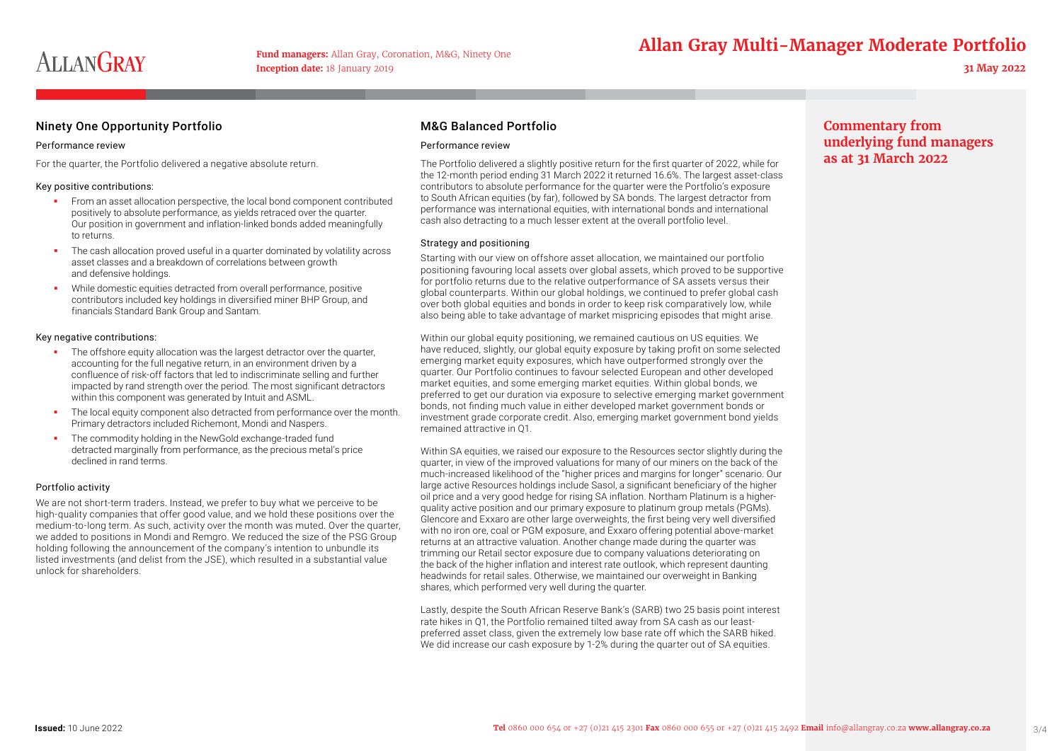## Commentary from underlying fund managers as at 31 March 2022

## Ninety One Opportunity Portfolio

### Performance review

For the quarter, the Portfolio delivered a negative absolute return.

#### Key positive contributions:

- From an asset allocation perspective, the local bond component contributed positively to absolute performance, as yields retraced over the quarter. Our position in government and inflation-linked bonds added meaningfully to returns.
- The cash allocation proved useful in a quarter dominated by volatility across asset classes and a breakdown of correlations between growth and defensive holdings.
- While domestic equities detracted from overall performance, positive contributors included key holdings in diversified miner BHP Group, and financials Standard Bank Group and Santam.

#### Key negative contributions:

- The offshore equity allocation was the largest detractor over the quarter, accounting for the full negative return, in an environment driven by a confluence of risk-off factors that led to indiscriminate selling and further impacted by rand strength over the period. The most significant detractors within this component was generated by Intuit and ASML.
- The local equity component also detracted from performance over the month. Primary detractors included Richemont, Mondi and Naspers.
- The commodity holding in the NewGold exchange-traded fund detracted marginally from performance, as the precious metal's price declined in rand terms.

### Portfolio activity

We are not short-term traders. Instead, we prefer to buy what we perceive to be high-quality companies that offer good value, and we hold these positions over the medium-to-long term. As such, activity over the month was muted. Over the quarter, we added to positions in Mondi and Remgro. We reduced the size of the PSG Group holding following the announcement of the company's intention to unbundle its listed investments (and delist from the JSE), which resulted in a substantial value unlock for shareholders.

## M&G Balanced Portfolio

### Performance review

The Portfolio delivered a slightly positive return for the first quarter of 2022, while for the 12-month period ending 31 March 2022 it returned 16.6%. The largest asset-class contributors to absolute performance for the quarter were the Portfolio's exposure to South African equities (by far), followed by SA bonds. The largest detractor from performance was international equities, with international bonds and international cash also detracting to a much lesser extent at the overall portfolio level.

### Strategy and positioning

Starting with our view on offshore asset allocation, we maintained our portfolio positioning favouring local assets over global assets, which proved to be supportive for portfolio returns due to the relative outperformance of SA assets versus their global counterparts. Within our global holdings, we continued to prefer global cash over both global equities and bonds in order to keep risk comparatively low, while also being able to take advantage of market mispricing episodes that might arise.

Within our global equity positioning, we remained cautious on US equities. We have reduced, slightly, our global equity exposure by taking profit on some selected emerging market equity exposures, which have outperformed strongly over the quarter. Our Portfolio continues to favour selected European and other developed market equities, and some emerging market equities. Within global bonds, we preferred to get our duration via exposure to selective emerging market government bonds, not finding much value in either developed market government bonds or investment grade corporate credit. Also, emerging market government bond yields remained attractive in Q1.

Within SA equities, we raised our exposure to the Resources sector slightly during the quarter, in view of the improved valuations for many of our miners on the back of the much-increased likelihood of the "higher prices and margins for longer" scenario. Our large active Resources holdings include Sasol, a significant beneficiary of the higher oil price and a very good hedge for rising SA inflation. Northam Platinum is a higher-quality active position and our primary exposure to platinum group metals (PGMs). Glencore and Exxaro are other large overweights, the first being very well diversified with no iron ore, coal or PGM exposure, and Exxaro offering potential above-market returns at an attractive valuation. Another change made during the quarter was trimming our Retail sector exposure due to company valuations deteriorating on the back of the higher inflation and interest rate outlook, which represent daunting headwinds for retail sales. Otherwise, we maintained our overweight in Banking shares, which performed very well during the quarter.

Lastly, despite the South African Reserve Bank's (SARB) two 25 basis point interest rate hikes in Q1, the Portfolio remained tilted away from SA cash as our least-preferred asset class, given the extremely low base rate off which the SARB hiked. We did increase our cash exposure by 1-2% during the quarter out of SA equities.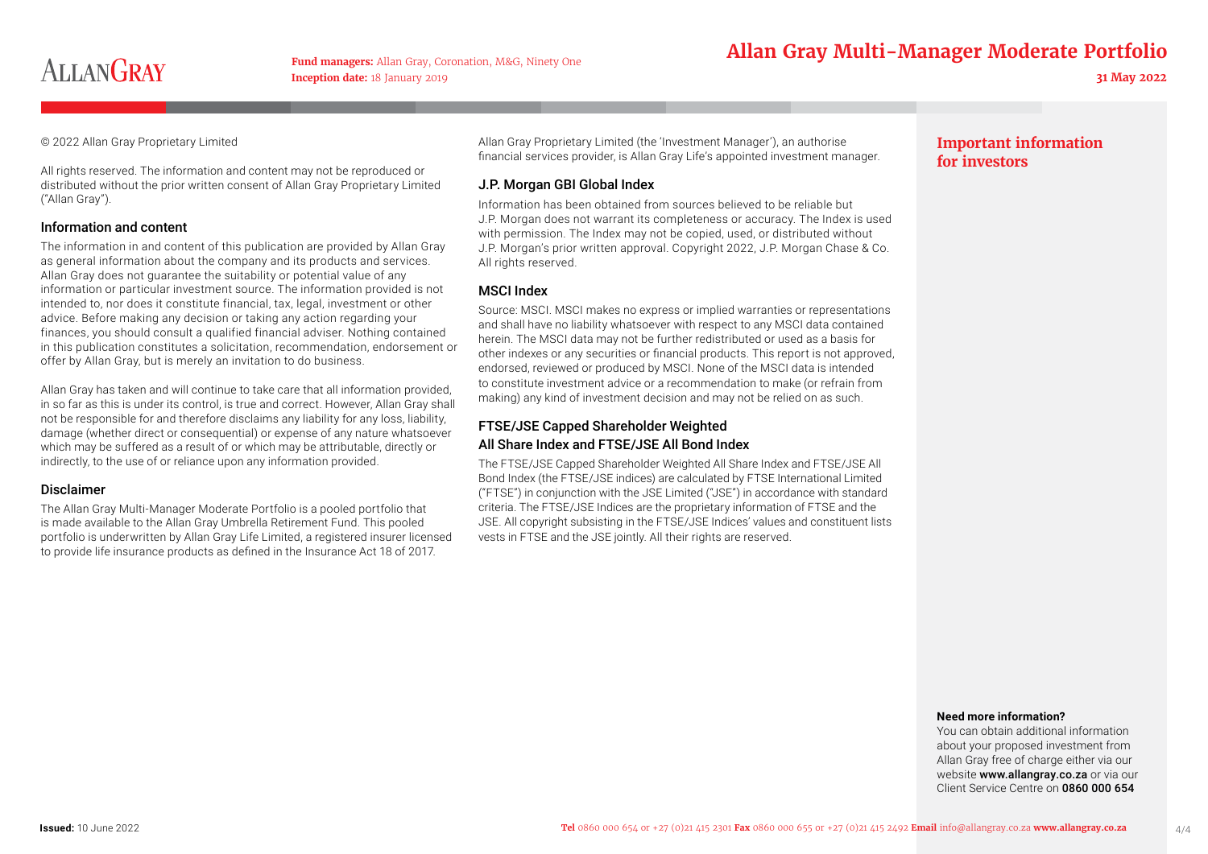# Important information for investors

© 2022 Allan Gray Proprietary Limited

All rights reserved. The information and content may not be reproduced or distributed without the prior written consent of Allan Gray Proprietary Limited ("Allan Gray").

## Information and content

The information in and content of this publication are provided by Allan Gray as general information about the company and its products and services. Allan Gray does not guarantee the suitability or potential value of any information or particular investment source. The information provided is not intended to, nor does it constitute financial, tax, legal, investment or other advice. Before making any decision or taking any action regarding your finances, you should consult a qualified financial adviser. Nothing contained in this publication constitutes a solicitation, recommendation, endorsement or offer by Allan Gray, but is merely an invitation to do business.

Allan Gray has taken and will continue to take care that all information provided, in so far as this is under its control, is true and correct. However, Allan Gray shall not be responsible for and therefore disclaims any liability for any loss, liability, damage (whether direct or consequential) or expense of any nature whatsoever which may be suffered as a result of or which may be attributable, directly or indirectly, to the use of or reliance upon any information provided.

## Disclaimer

The Allan Gray Multi-Manager Moderate Portfolio is a pooled portfolio that is made available to the Allan Gray Umbrella Retirement Fund. This pooled portfolio is underwritten by Allan Gray Life Limited, a registered insurer licensed to provide life insurance products as defined in the Insurance Act 18 of 2017.

Allan Gray Proprietary Limited (the 'Investment Manager'), an authorise financial services provider, is Allan Gray Life's appointed investment manager.

## J.P. Morgan GBI Global Index

Information has been obtained from sources believed to be reliable but J.P. Morgan does not warrant its completeness or accuracy. The Index is used with permission. The Index may not be copied, used, or distributed without J.P. Morgan's prior written approval. Copyright 2022, J.P. Morgan Chase & Co. All rights reserved.

## MSCI Index

Source: MSCI. MSCI makes no express or implied warranties or representations and shall have no liability whatsoever with respect to any MSCI data contained herein. The MSCI data may not be further redistributed or used as a basis for other indexes or any securities or financial products. This report is not approved, endorsed, reviewed or produced by MSCI. None of the MSCI data is intended to constitute investment advice or a recommendation to make (or refrain from making) any kind of investment decision and may not be relied on as such.

## FTSE/JSE Capped Shareholder Weighted All Share Index and FTSE/JSE All Bond Index

The FTSE/JSE Capped Shareholder Weighted All Share Index and FTSE/JSE All Bond Index (the FTSE/JSE indices) are calculated by FTSE International Limited ("FTSE") in conjunction with the JSE Limited ("JSE") in accordance with standard criteria. The FTSE/JSE Indices are the proprietary information of FTSE and the JSE. All copyright subsisting in the FTSE/JSE Indices' values and constituent lists vests in FTSE and the JSE jointly. All their rights are reserved.

**Need more information?**

You can obtain additional information about your proposed investment from Allan Gray free of charge either via our website **www.allangray.co.za** or via our Client Service Centre on **0860 000 654**